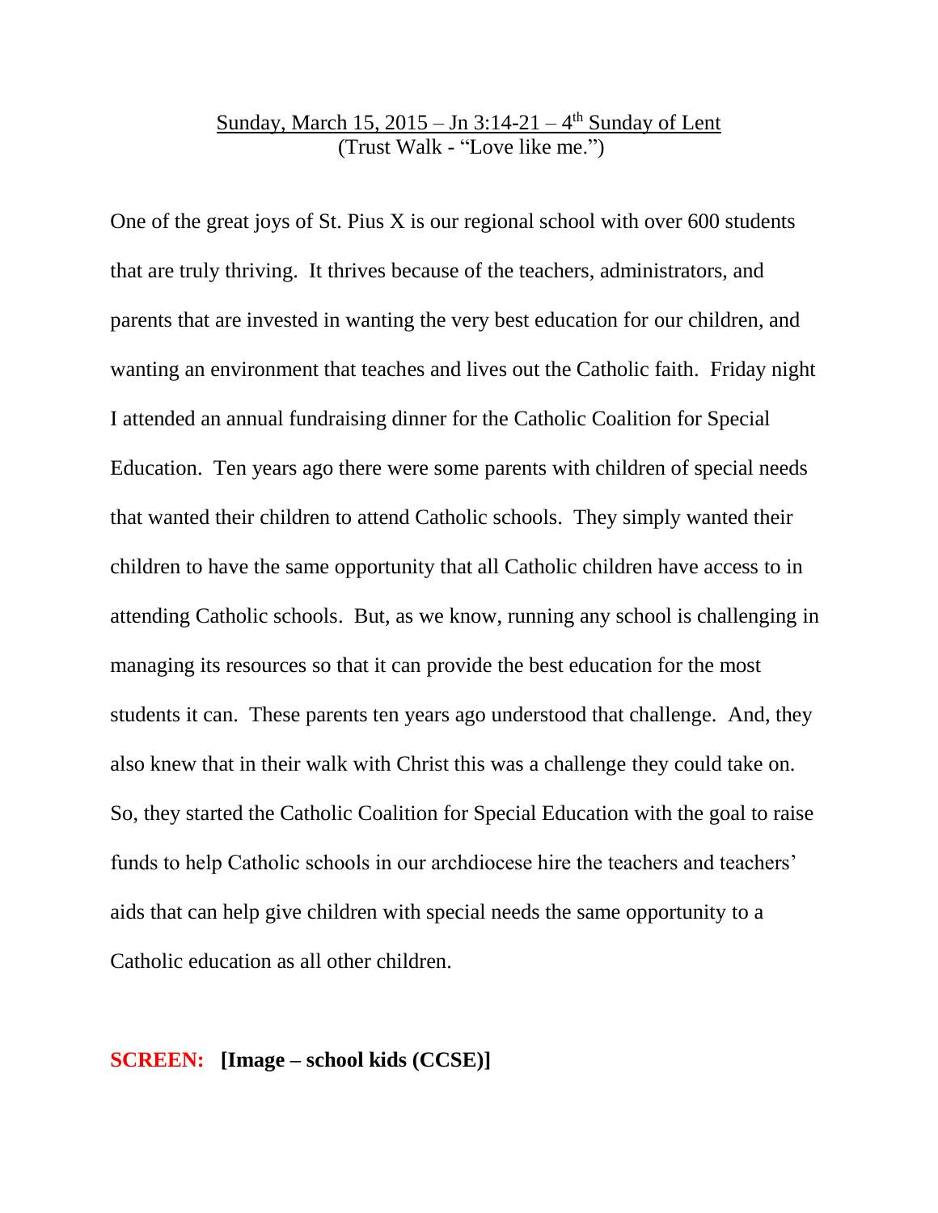Sunday, March 15, 2015 – Jn 3:14-21 – 4th Sunday of Lent
(Trust Walk - "Love like me.")

One of the great joys of St. Pius X is our regional school with over 600 students that are truly thriving. It thrives because of the teachers, administrators, and parents that are invested in wanting the very best education for our children, and wanting an environment that teaches and lives out the Catholic faith. Friday night I attended an annual fundraising dinner for the Catholic Coalition for Special Education. Ten years ago there were some parents with children of special needs that wanted their children to attend Catholic schools. They simply wanted their children to have the same opportunity that all Catholic children have access to in attending Catholic schools. But, as we know, running any school is challenging in managing its resources so that it can provide the best education for the most students it can. These parents ten years ago understood that challenge. And, they also knew that in their walk with Christ this was a challenge they could take on. So, they started the Catholic Coalition for Special Education with the goal to raise funds to help Catholic schools in our archdiocese hire the teachers and teachers' aids that can help give children with special needs the same opportunity to a Catholic education as all other children.

**SCREEN: [Image – school kids (CCSE)]**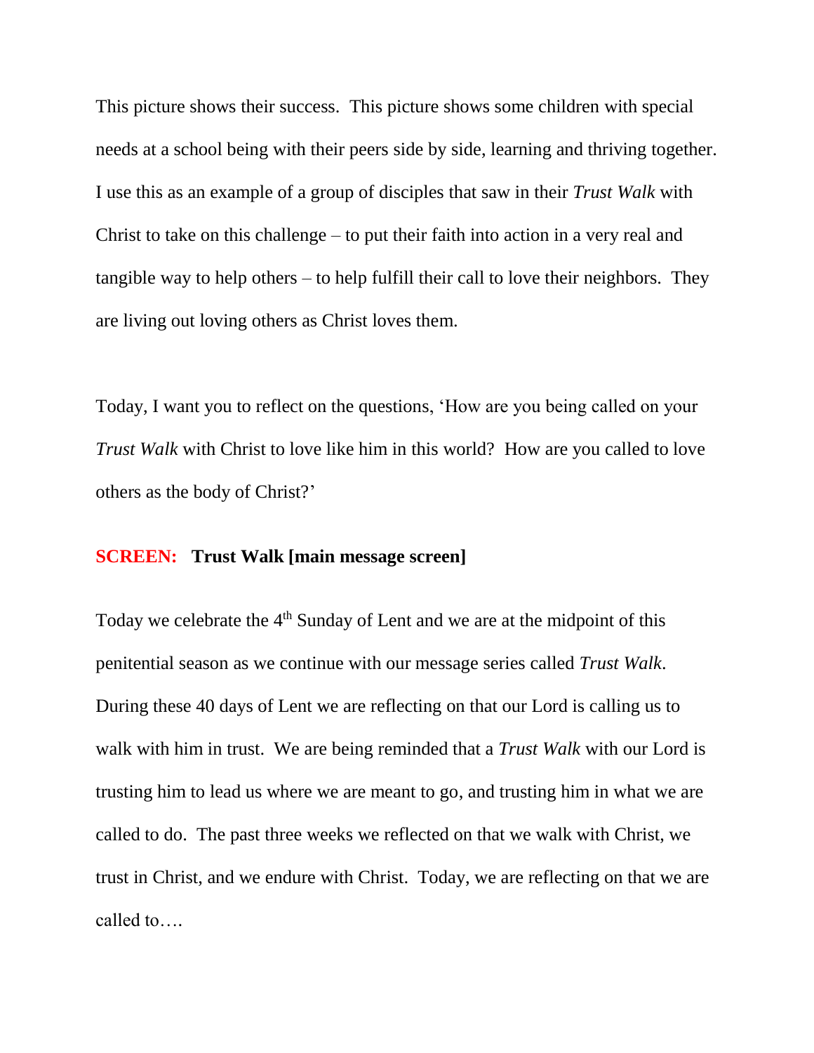This picture shows their success. This picture shows some children with special needs at a school being with their peers side by side, learning and thriving together. I use this as an example of a group of disciples that saw in their *Trust Walk* with Christ to take on this challenge – to put their faith into action in a very real and tangible way to help others – to help fulfill their call to love their neighbors. They are living out loving others as Christ loves them.

Today, I want you to reflect on the questions, 'How are you being called on your *Trust Walk* with Christ to love like him in this world? How are you called to love others as the body of Christ?'

**SCREEN: Trust Walk [main message screen]**

Today we celebrate the 4th Sunday of Lent and we are at the midpoint of this penitential season as we continue with our message series called *Trust Walk*. During these 40 days of Lent we are reflecting on that our Lord is calling us to walk with him in trust. We are being reminded that a *Trust Walk* with our Lord is trusting him to lead us where we are meant to go, and trusting him in what we are called to do. The past three weeks we reflected on that we walk with Christ, we trust in Christ, and we endure with Christ. Today, we are reflecting on that we are called to….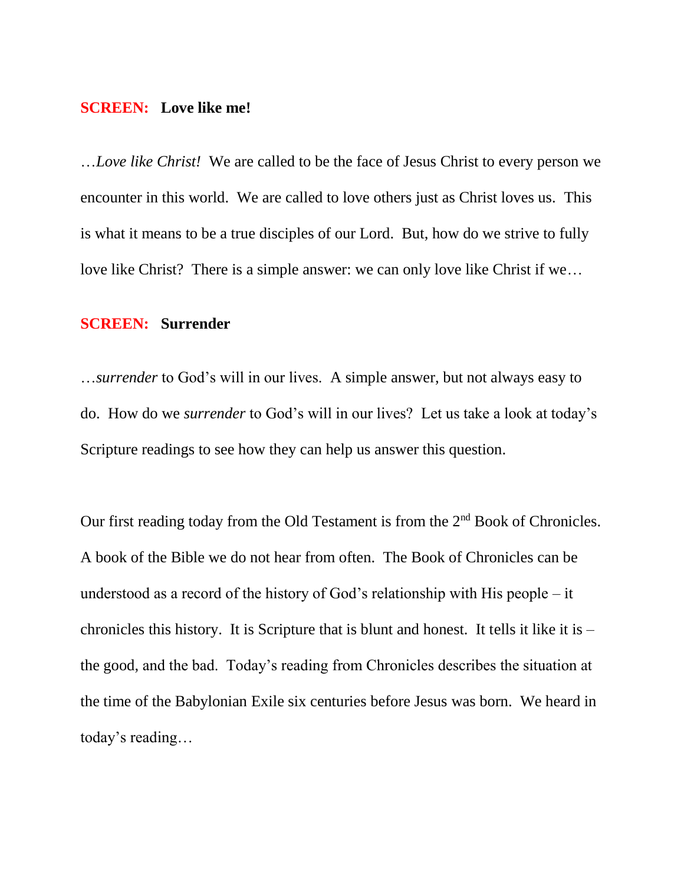**SCREEN: Love like me!**

…*Love like Christ!* We are called to be the face of Jesus Christ to every person we encounter in this world. We are called to love others just as Christ loves us. This is what it means to be a true disciples of our Lord. But, how do we strive to fully love like Christ? There is a simple answer: we can only love like Christ if we…

**SCREEN: Surrender**

…*surrender* to God's will in our lives. A simple answer, but not always easy to do. How do we *surrender* to God's will in our lives? Let us take a look at today's Scripture readings to see how they can help us answer this question.

Our first reading today from the Old Testament is from the 2nd Book of Chronicles. A book of the Bible we do not hear from often. The Book of Chronicles can be understood as a record of the history of God's relationship with His people – it chronicles this history. It is Scripture that is blunt and honest. It tells it like it is – the good, and the bad. Today's reading from Chronicles describes the situation at the time of the Babylonian Exile six centuries before Jesus was born. We heard in today's reading…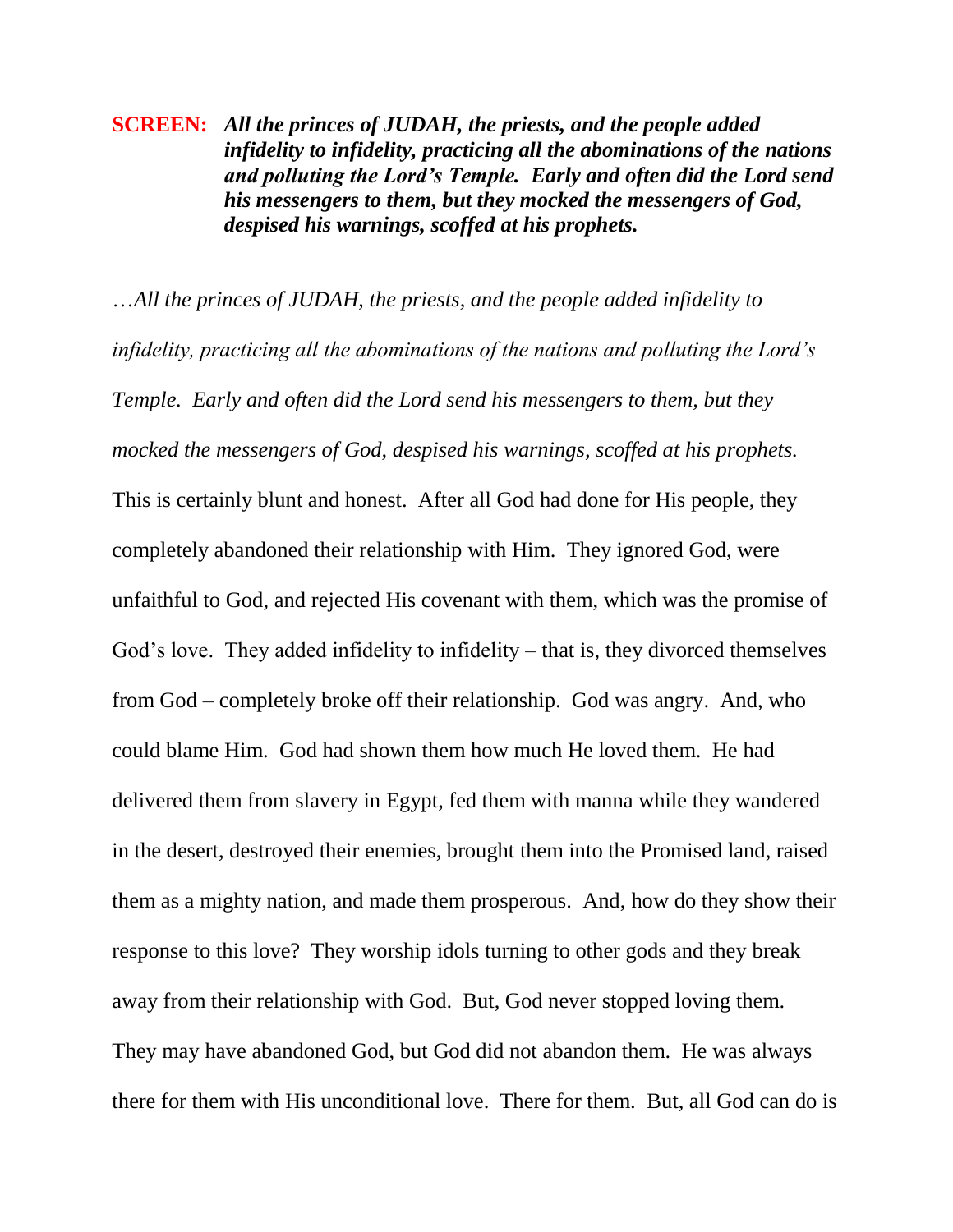**SCREEN:** ***All the princes of JUDAH, the priests, and the people added infidelity to infidelity, practicing all the abominations of the nations and polluting the Lord's Temple. Early and often did the Lord send his messengers to them, but they mocked the messengers of God, despised his warnings, scoffed at his prophets.***

*…All the princes of JUDAH, the priests, and the people added infidelity to infidelity, practicing all the abominations of the nations and polluting the Lord's Temple. Early and often did the Lord send his messengers to them, but they mocked the messengers of God, despised his warnings, scoffed at his prophets.* This is certainly blunt and honest. After all God had done for His people, they completely abandoned their relationship with Him. They ignored God, were unfaithful to God, and rejected His covenant with them, which was the promise of God's love. They added infidelity to infidelity – that is, they divorced themselves from God – completely broke off their relationship. God was angry. And, who could blame Him. God had shown them how much He loved them. He had delivered them from slavery in Egypt, fed them with manna while they wandered in the desert, destroyed their enemies, brought them into the Promised land, raised them as a mighty nation, and made them prosperous. And, how do they show their response to this love? They worship idols turning to other gods and they break away from their relationship with God. But, God never stopped loving them. They may have abandoned God, but God did not abandon them. He was always there for them with His unconditional love. There for them. But, all God can do is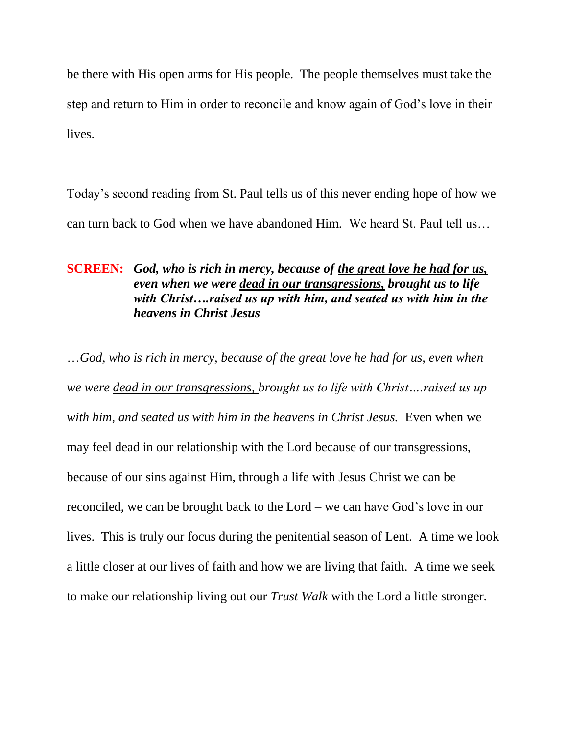be there with His open arms for His people. The people themselves must take the step and return to Him in order to reconcile and know again of God's love in their lives.

Today's second reading from St. Paul tells us of this never ending hope of how we can turn back to God when we have abandoned Him. We heard St. Paul tell us…

**SCREEN:** ***God, who is rich in mercy, because of <u>the great love he had for us,</u> even when we were <u>dead in our transgressions,</u> brought us to life with Christ….raised us up with him, and seated us with him in the heavens in Christ Jesus***

…*God, who is rich in mercy, because of <u>the great love he had for us,</u> even when we were <u>dead in our transgressions,</u> brought us to life with Christ….raised us up with him, and seated us with him in the heavens in Christ Jesus.* Even when we may feel dead in our relationship with the Lord because of our transgressions, because of our sins against Him, through a life with Jesus Christ we can be reconciled, we can be brought back to the Lord – we can have God's love in our lives. This is truly our focus during the penitential season of Lent. A time we look a little closer at our lives of faith and how we are living that faith. A time we seek to make our relationship living out our *Trust Walk* with the Lord a little stronger.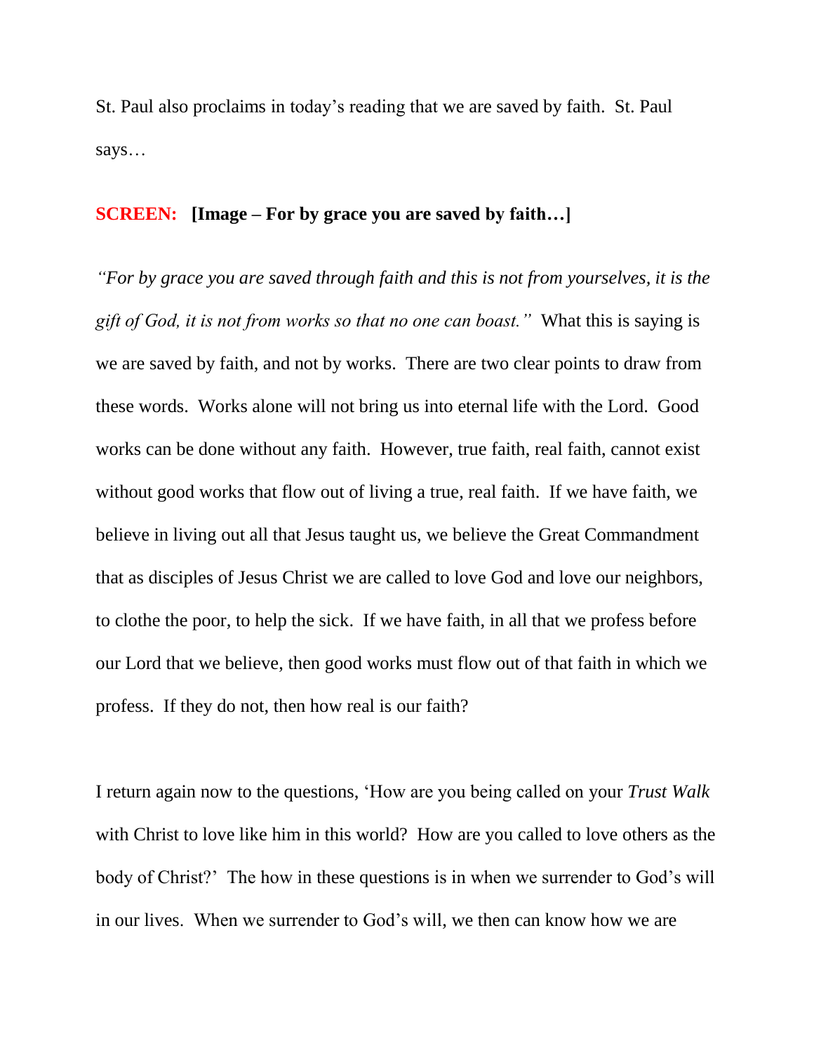St. Paul also proclaims in today's reading that we are saved by faith. St. Paul says…

**SCREEN: [Image – For by grace you are saved by faith…]**

*"For by grace you are saved through faith and this is not from yourselves, it is the gift of God, it is not from works so that no one can boast."* What this is saying is we are saved by faith, and not by works. There are two clear points to draw from these words. Works alone will not bring us into eternal life with the Lord. Good works can be done without any faith. However, true faith, real faith, cannot exist without good works that flow out of living a true, real faith. If we have faith, we believe in living out all that Jesus taught us, we believe the Great Commandment that as disciples of Jesus Christ we are called to love God and love our neighbors, to clothe the poor, to help the sick. If we have faith, in all that we profess before our Lord that we believe, then good works must flow out of that faith in which we profess. If they do not, then how real is our faith?

I return again now to the questions, 'How are you being called on your *Trust Walk* with Christ to love like him in this world? How are you called to love others as the body of Christ?' The how in these questions is in when we surrender to God's will in our lives. When we surrender to God's will, we then can know how we are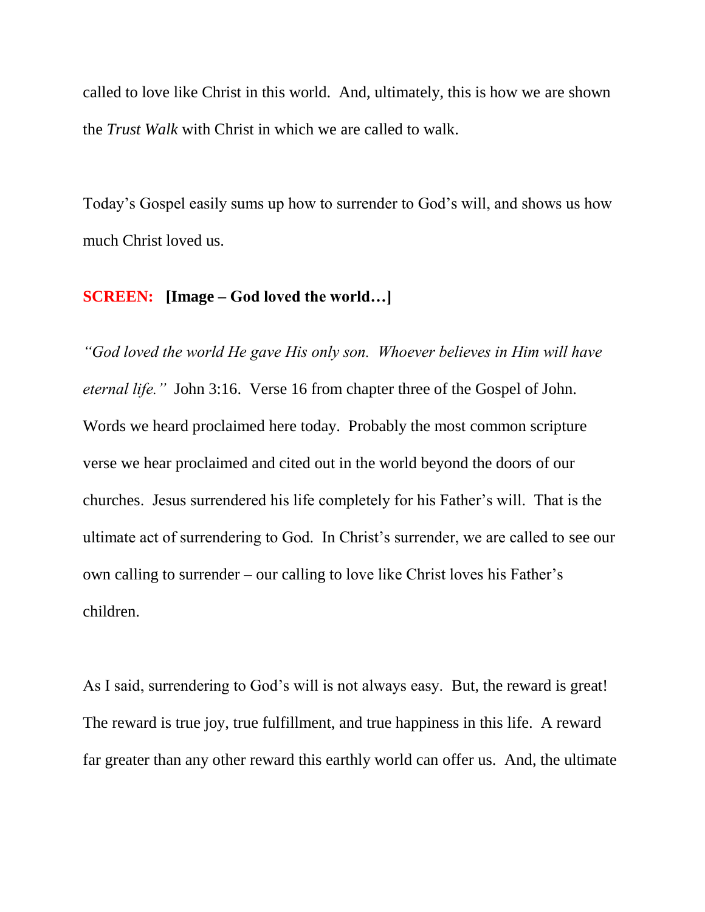called to love like Christ in this world. And, ultimately, this is how we are shown the *Trust Walk* with Christ in which we are called to walk.

Today's Gospel easily sums up how to surrender to God's will, and shows us how much Christ loved us.

**SCREEN: [Image – God loved the world…]**

*"God loved the world He gave His only son. Whoever believes in Him will have eternal life."* John 3:16. Verse 16 from chapter three of the Gospel of John. Words we heard proclaimed here today. Probably the most common scripture verse we hear proclaimed and cited out in the world beyond the doors of our churches. Jesus surrendered his life completely for his Father's will. That is the ultimate act of surrendering to God. In Christ's surrender, we are called to see our own calling to surrender – our calling to love like Christ loves his Father's children.

As I said, surrendering to God's will is not always easy. But, the reward is great! The reward is true joy, true fulfillment, and true happiness in this life. A reward far greater than any other reward this earthly world can offer us. And, the ultimate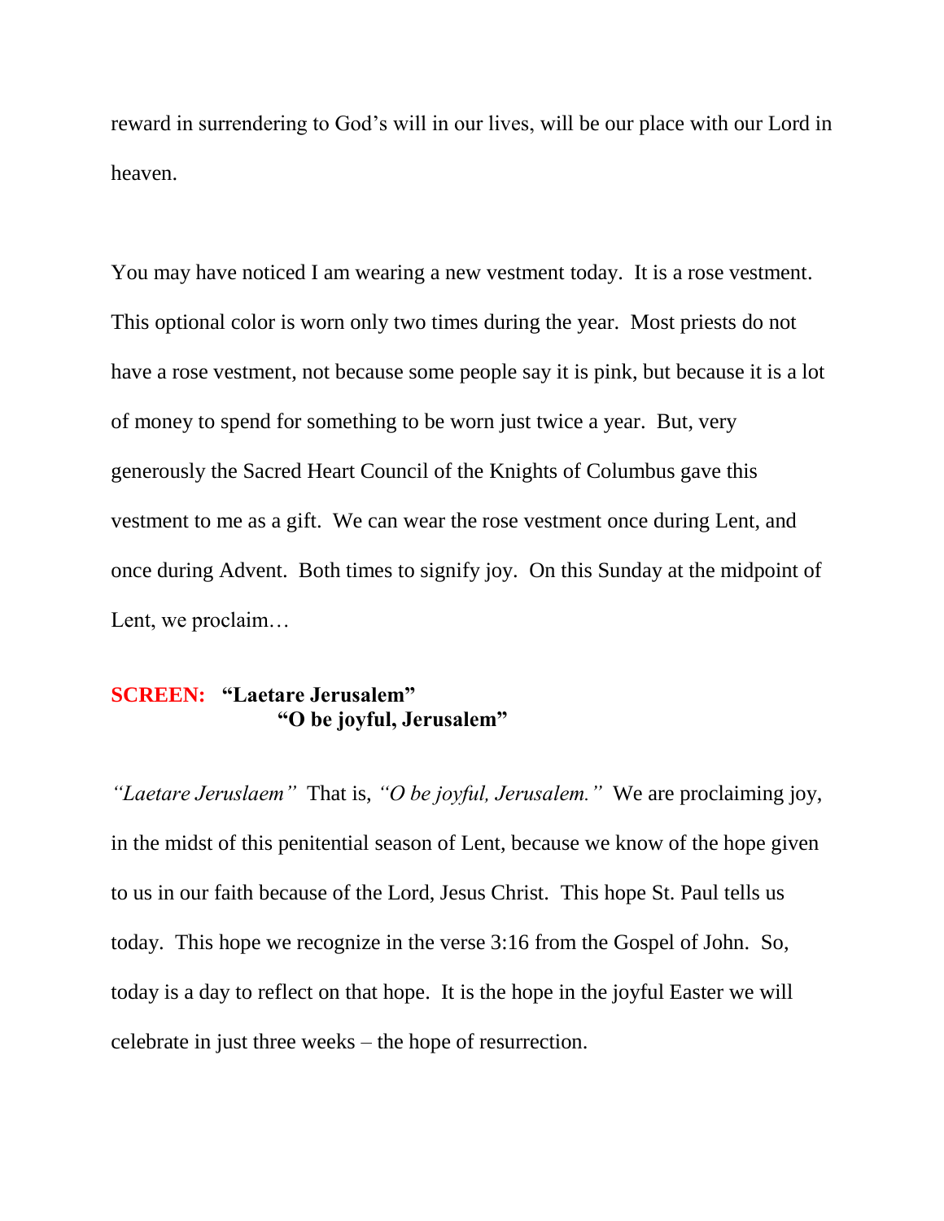reward in surrendering to God's will in our lives, will be our place with our Lord in heaven.

You may have noticed I am wearing a new vestment today. It is a rose vestment. This optional color is worn only two times during the year. Most priests do not have a rose vestment, not because some people say it is pink, but because it is a lot of money to spend for something to be worn just twice a year. But, very generously the Sacred Heart Council of the Knights of Columbus gave this vestment to me as a gift. We can wear the rose vestment once during Lent, and once during Advent. Both times to signify joy. On this Sunday at the midpoint of Lent, we proclaim…

**SCREEN: "Laetare Jerusalem"**
**"O be joyful, Jerusalem"**

*"Laetare Jeruslaem"* That is, *"O be joyful, Jerusalem."* We are proclaiming joy, in the midst of this penitential season of Lent, because we know of the hope given to us in our faith because of the Lord, Jesus Christ. This hope St. Paul tells us today. This hope we recognize in the verse 3:16 from the Gospel of John. So, today is a day to reflect on that hope. It is the hope in the joyful Easter we will celebrate in just three weeks – the hope of resurrection.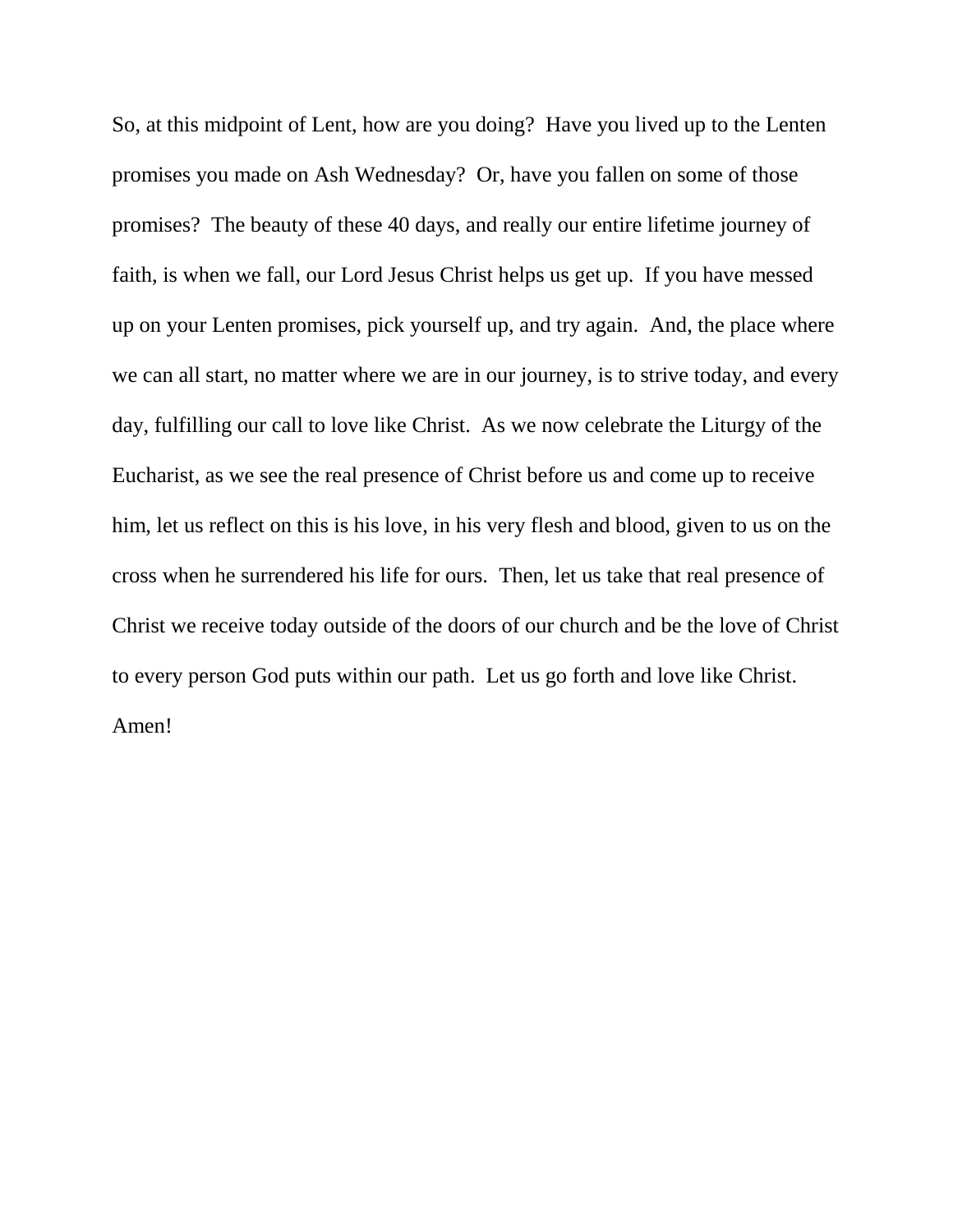So, at this midpoint of Lent, how are you doing? Have you lived up to the Lenten promises you made on Ash Wednesday? Or, have you fallen on some of those promises? The beauty of these 40 days, and really our entire lifetime journey of faith, is when we fall, our Lord Jesus Christ helps us get up. If you have messed up on your Lenten promises, pick yourself up, and try again. And, the place where we can all start, no matter where we are in our journey, is to strive today, and every day, fulfilling our call to love like Christ. As we now celebrate the Liturgy of the Eucharist, as we see the real presence of Christ before us and come up to receive him, let us reflect on this is his love, in his very flesh and blood, given to us on the cross when he surrendered his life for ours. Then, let us take that real presence of Christ we receive today outside of the doors of our church and be the love of Christ to every person God puts within our path. Let us go forth and love like Christ. Amen!